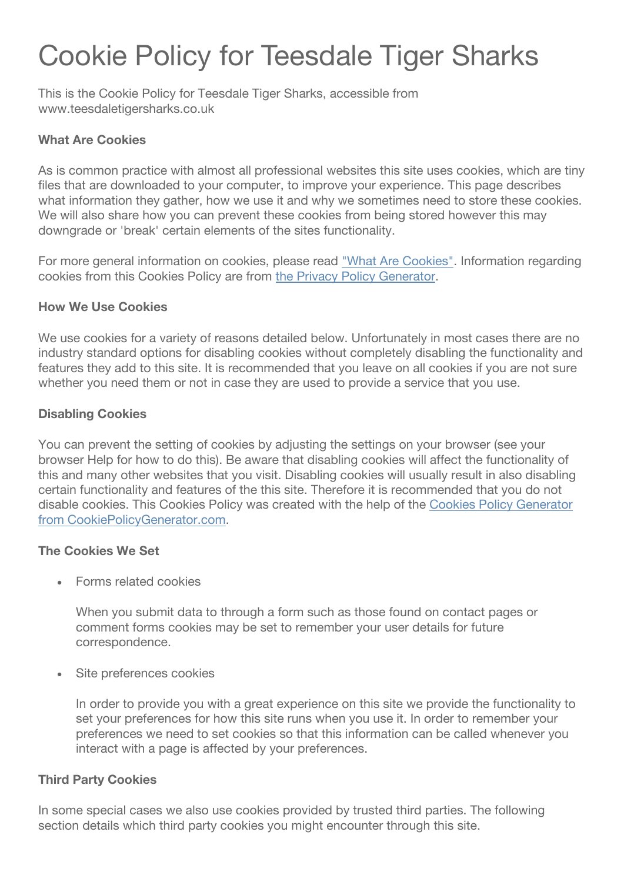# Cookie Policy for Teesdale Tiger Sharks

This is the Cookie Policy for Teesdale Tiger Sharks, accessible from www.teesdaletigersharks.co.uk

**What Are Cookies**

As is common practice with almost all professional websites this site uses cookies, which are tiny files that are downloaded to your computer, to improve your experience. This page describes what information they gather, how we use it and why we sometimes need to store these cookies. We will also share how you can prevent these cookies from being stored however this may downgrade or 'break' certain elements of the sites functionality.

For more general information on cookies, please read "What Are Cookies". Information regarding cookies from this Cookies Policy are from the Privacy Policy Generator.

**How We Use Cookies**

We use cookies for a variety of reasons detailed below. Unfortunately in most cases there are no industry standard options for disabling cookies without completely disabling the functionality and features they add to this site. It is recommended that you leave on all cookies if you are not sure whether you need them or not in case they are used to provide a service that you use.

**Disabling Cookies**

You can prevent the setting of cookies by adjusting the settings on your browser (see your browser Help for how to do this). Be aware that disabling cookies will affect the functionality of this and many other websites that you visit. Disabling cookies will usually result in also disabling certain functionality and features of the this site. Therefore it is recommended that you do not disable cookies. This Cookies Policy was created with the help of the Cookies Policy Generator from CookiePolicyGenerator.com.

**The Cookies We Set**

- Forms related cookies

  When you submit data to through a form such as those found on contact pages or comment forms cookies may be set to remember your user details for future correspondence.

- Site preferences cookies

  In order to provide you with a great experience on this site we provide the functionality to set your preferences for how this site runs when you use it. In order to remember your preferences we need to set cookies so that this information can be called whenever you interact with a page is affected by your preferences.

**Third Party Cookies**

In some special cases we also use cookies provided by trusted third parties. The following section details which third party cookies you might encounter through this site.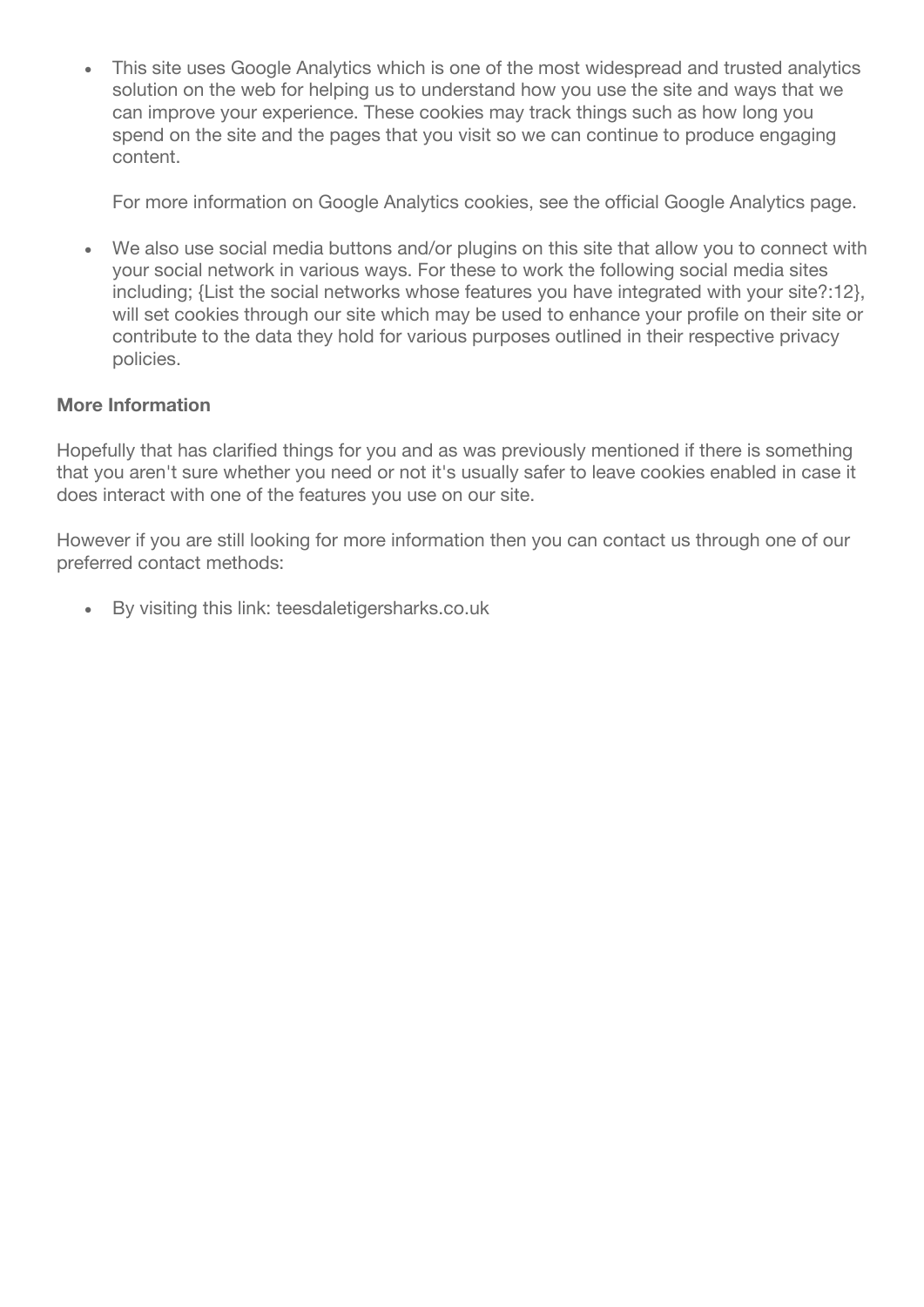- This site uses Google Analytics which is one of the most widespread and trusted analytics solution on the web for helping us to understand how you use the site and ways that we can improve your experience. These cookies may track things such as how long you spend on the site and the pages that you visit so we can continue to produce engaging content.

  For more information on Google Analytics cookies, see the official Google Analytics page.

- We also use social media buttons and/or plugins on this site that allow you to connect with your social network in various ways. For these to work the following social media sites including; {List the social networks whose features you have integrated with your site?:12}, will set cookies through our site which may be used to enhance your profile on their site or contribute to the data they hold for various purposes outlined in their respective privacy policies.

**More Information**

Hopefully that has clarified things for you and as was previously mentioned if there is something that you aren't sure whether you need or not it's usually safer to leave cookies enabled in case it does interact with one of the features you use on our site.

However if you are still looking for more information then you can contact us through one of our preferred contact methods:

- By visiting this link: teesdaletigersharks.co.uk